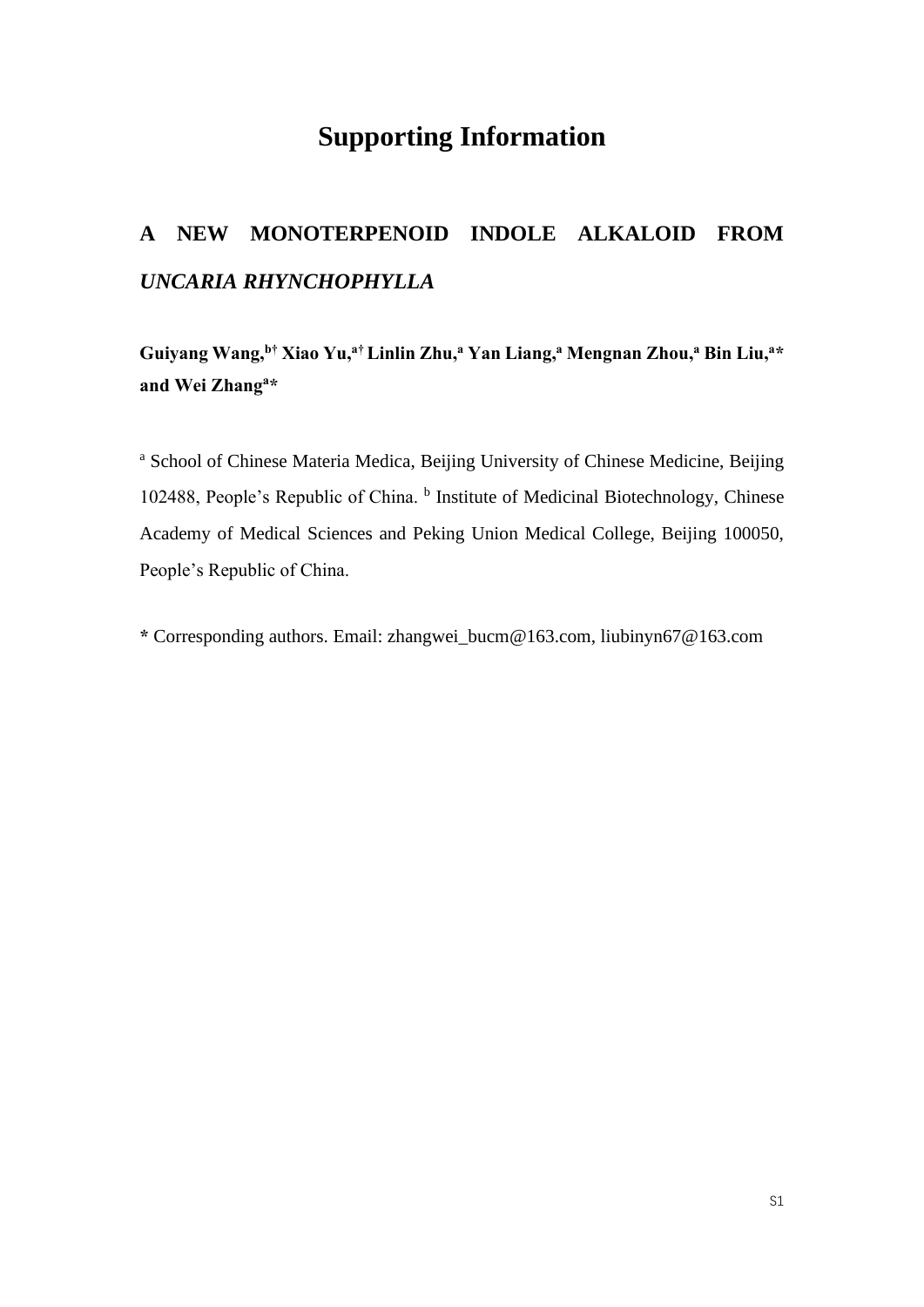# Supporting Information

## A NEW MONOTERPENOID INDOLE ALKALOID FROM *UNCARIA RHYNCHOPHYLLA*

**Guiyang Wang,[b†] Xiao Yu,[a†] Linlin Zhu,[a] Yan Liang,[a] Mengnan Zhou,[a] Bin Liu,[a]* and Wei Zhang[a]***

[a] School of Chinese Materia Medica, Beijing University of Chinese Medicine, Beijing 102488, People's Republic of China. [b] Institute of Medicinal Biotechnology, Chinese Academy of Medical Sciences and Peking Union Medical College, Beijing 100050, People's Republic of China.

**\*** Corresponding authors. Email: zhangwei_bucm@163.com, liubinyn67@163.com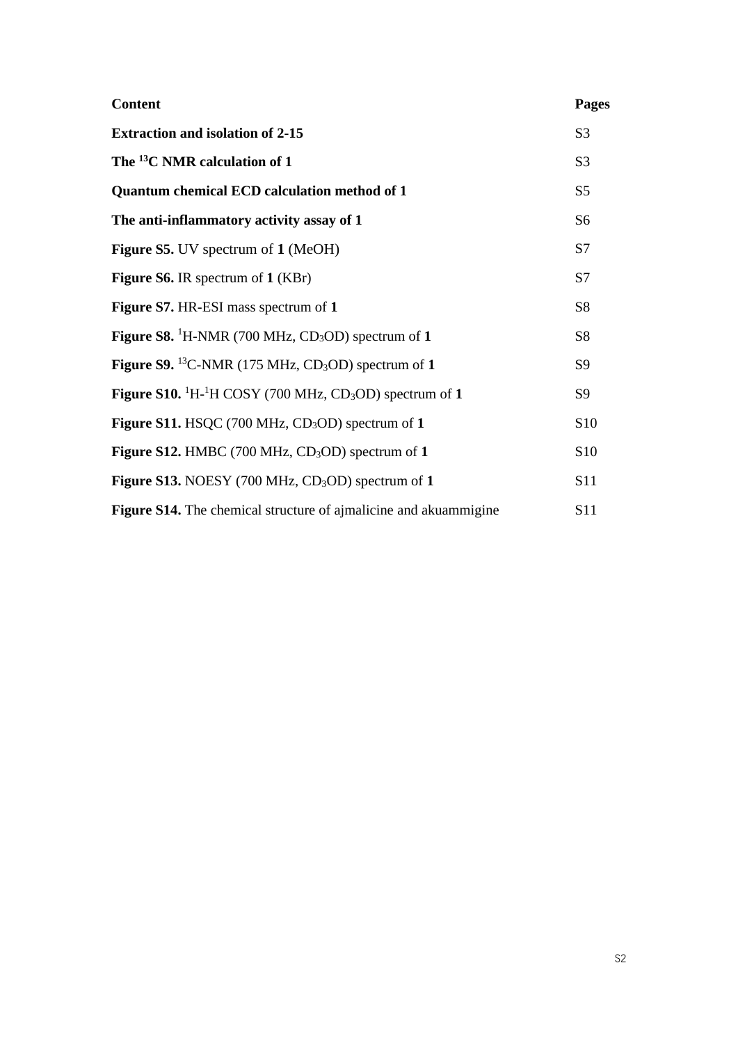| Content | Pages |
| --- | --- |
| **Extraction and isolation of 2-15** | S3 |
| **The $^{13}$C NMR calculation of 1** | S3 |
| **Quantum chemical ECD calculation method of 1** | S5 |
| **The anti-inflammatory activity assay of 1** | S6 |
| **Figure S5.** UV spectrum of **1** (MeOH) | S7 |
| **Figure S6.** IR spectrum of **1** (KBr) | S7 |
| **Figure S7.** HR-ESI mass spectrum of **1** | S8 |
| **Figure S8.** $^{1}$H-NMR (700 MHz, $CD_3OD$) spectrum of **1** | S8 |
| **Figure S9.** $^{13}$C-NMR (175 MHz, $CD_3OD$) spectrum of **1** | S9 |
| **Figure S10.** $^{1}$H-$^{1}$H COSY (700 MHz, $CD_3OD$) spectrum of **1** | S9 |
| **Figure S11.** HSQC (700 MHz, $CD_3OD$) spectrum of **1** | S10 |
| **Figure S12.** HMBC (700 MHz, $CD_3OD$) spectrum of **1** | S10 |
| **Figure S13.** NOESY (700 MHz, $CD_3OD$) spectrum of **1** | S11 |
| **Figure S14.** The chemical structure of ajmalicine and akuammigine | S11 |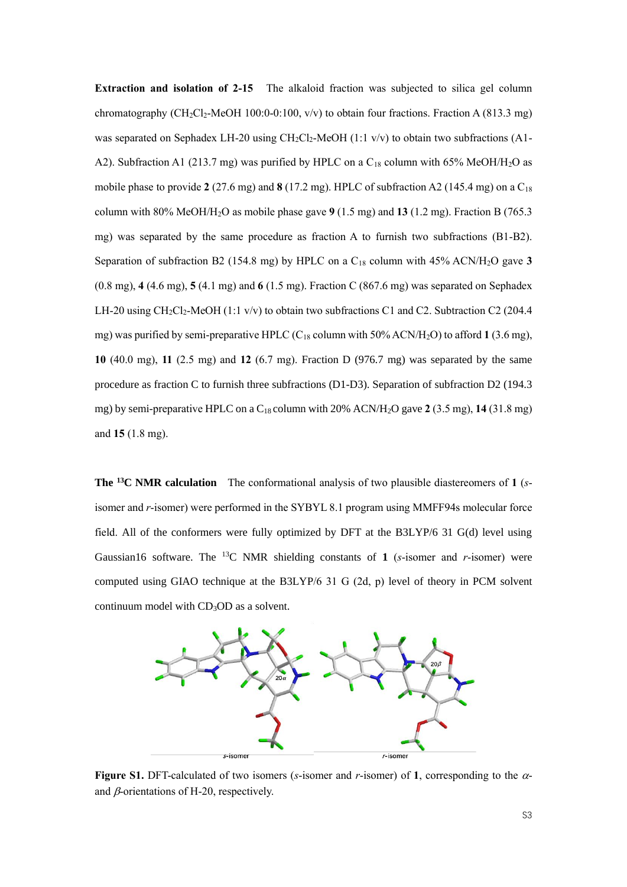**Extraction and isolation of 2-15** The alkaloid fraction was subjected to silica gel column chromatography ($CH_2Cl_2$-MeOH 100:0-0:100, v/v) to obtain four fractions. Fraction A (813.3 mg) was separated on Sephadex LH-20 using $CH_2Cl_2$-MeOH (1:1 v/v) to obtain two subfractions (A1-A2). Subfraction A1 (213.7 mg) was purified by HPLC on a $C_{18}$ column with 65% MeOH/$H_2O$ as mobile phase to provide **2** (27.6 mg) and **8** (17.2 mg). HPLC of subfraction A2 (145.4 mg) on a $C_{18}$ column with 80% MeOH/$H_2O$ as mobile phase gave **9** (1.5 mg) and **13** (1.2 mg). Fraction B (765.3 mg) was separated by the same procedure as fraction A to furnish two subfractions (B1-B2). Separation of subfraction B2 (154.8 mg) by HPLC on a $C_{18}$ column with 45% ACN/$H_2O$ gave **3** (0.8 mg), **4** (4.6 mg), **5** (4.1 mg) and **6** (1.5 mg). Fraction C (867.6 mg) was separated on Sephadex LH-20 using $CH_2Cl_2$-MeOH (1:1 v/v) to obtain two subfractions C1 and C2. Subtraction C2 (204.4 mg) was purified by semi-preparative HPLC ($C_{18}$ column with 50% ACN/$H_2O$) to afford **1** (3.6 mg), **10** (40.0 mg), **11** (2.5 mg) and **12** (6.7 mg). Fraction D (976.7 mg) was separated by the same procedure as fraction C to furnish three subfractions (D1-D3). Separation of subfraction D2 (194.3 mg) by semi-preparative HPLC on a $C_{18}$ column with 20% ACN/$H_2O$ gave **2** (3.5 mg), **14** (31.8 mg) and **15** (1.8 mg).

**The $^{13}$C NMR calculation** The conformational analysis of two plausible diastereomers of **1** (*s*-isomer and *r*-isomer) were performed in the SYBYL 8.1 program using MMFF94s molecular force field. All of the conformers were fully optimized by DFT at the B3LYP/6 31 G(d) level using Gaussian16 software. The $^{13}$C NMR shielding constants of **1** (*s*-isomer and *r*-isomer) were computed using GIAO technique at the B3LYP/6 31 G (2d, p) level of theory in PCM solvent continuum model with $CD_3OD$ as a solvent.

**Figure S1.** DFT-calculated of two isomers (*s*-isomer and *r*-isomer) of **1**, corresponding to the $\alpha$- and $\beta$-orientations of H-20, respectively.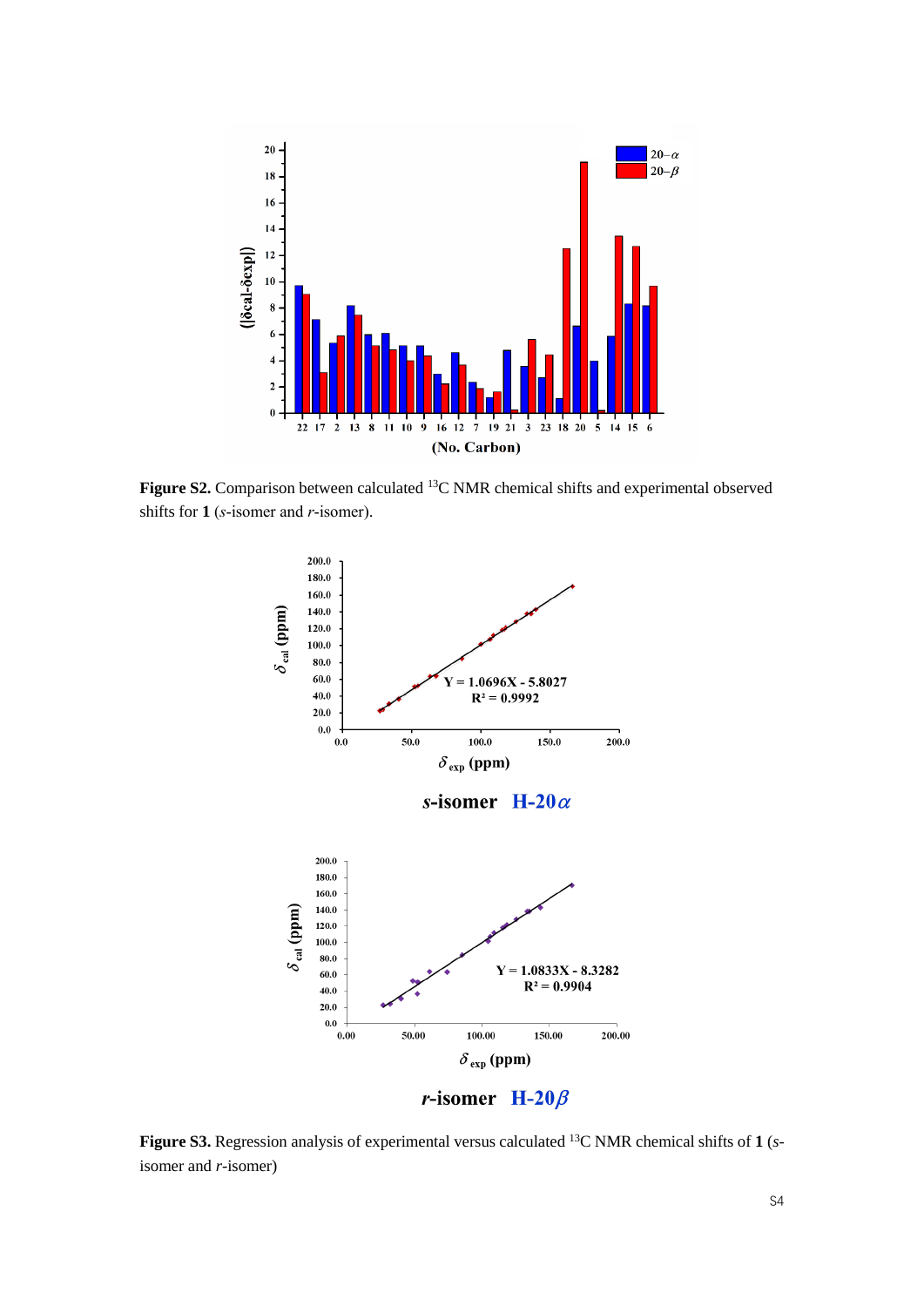**Figure S2.** Comparison between calculated $^{13}C$ NMR chemical shifts and experimental observed shifts for **1** (*s*-isomer and *r*-isomer).

**Figure S3.** Regression analysis of experimental versus calculated $^{13}C$ NMR chemical shifts of **1** (*s*-isomer and *r*-isomer)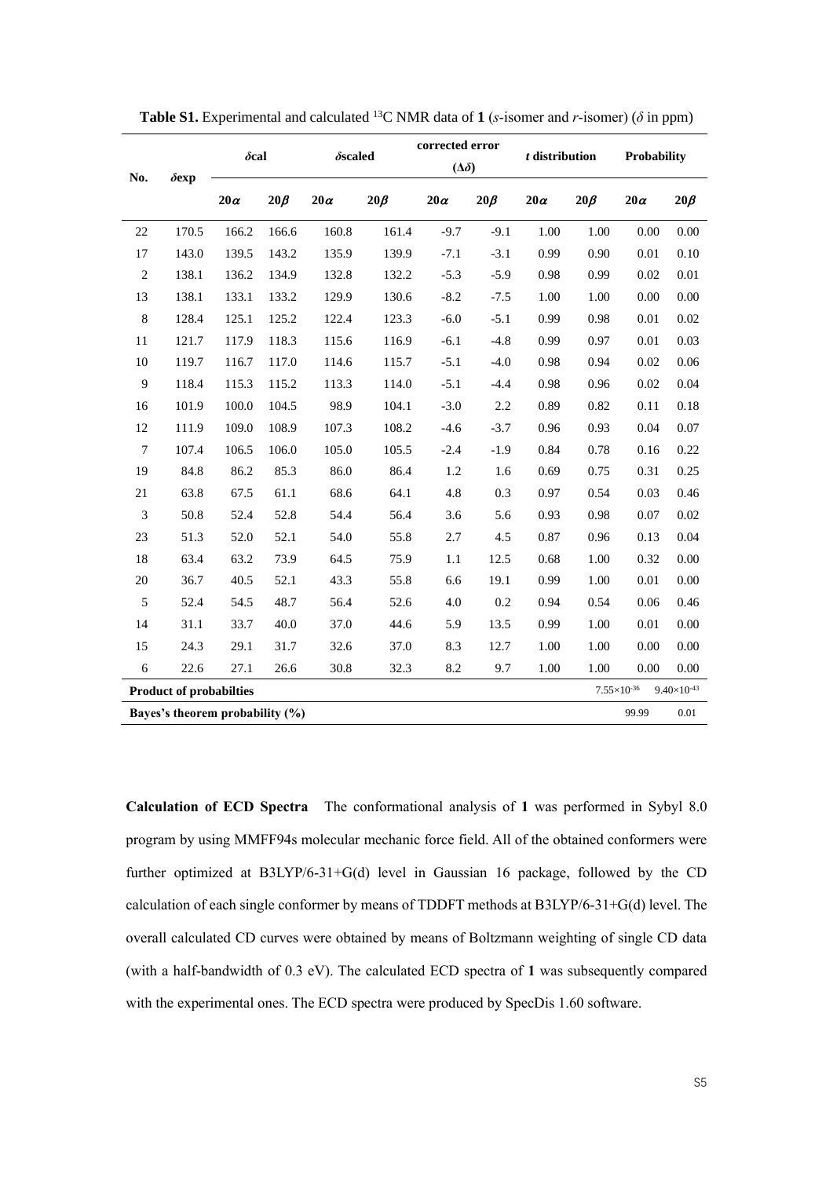**Table S1.** Experimental and calculated $^{13}C$ NMR data of **1** (*s*-isomer and *r*-isomer) ($\delta$ in ppm)

| No. | $\delta$exp | $\delta$cal | | $\delta$scaled | | corrected error ($\Delta\delta$) | | *t* distribution | | Probability | |
|---|---|---|---|---|---|---|---|---|---|---|---|
| | | **20$\alpha$** | **20$\beta$** | **20$\alpha$** | **20$\beta$** | **20$\alpha$** | **20$\beta$** | **20$\alpha$** | **20$\beta$** | **20$\alpha$** | **20$\beta$** |
| 22 | 170.5 | 166.2 | 166.6 | 160.8 | 161.4 | -9.7 | -9.1 | 1.00 | 1.00 | 0.00 | 0.00 |
| 17 | 143.0 | 139.5 | 143.2 | 135.9 | 139.9 | -7.1 | -3.1 | 0.99 | 0.90 | 0.01 | 0.10 |
| 2 | 138.1 | 136.2 | 134.9 | 132.8 | 132.2 | -5.3 | -5.9 | 0.98 | 0.99 | 0.02 | 0.01 |
| 13 | 138.1 | 133.1 | 133.2 | 129.9 | 130.6 | -8.2 | -7.5 | 1.00 | 1.00 | 0.00 | 0.00 |
| 8 | 128.4 | 125.1 | 125.2 | 122.4 | 123.3 | -6.0 | -5.1 | 0.99 | 0.98 | 0.01 | 0.02 |
| 11 | 121.7 | 117.9 | 118.3 | 115.6 | 116.9 | -6.1 | -4.8 | 0.99 | 0.97 | 0.01 | 0.03 |
| 10 | 119.7 | 116.7 | 117.0 | 114.6 | 115.7 | -5.1 | -4.0 | 0.98 | 0.94 | 0.02 | 0.06 |
| 9 | 118.4 | 115.3 | 115.2 | 113.3 | 114.0 | -5.1 | -4.4 | 0.98 | 0.96 | 0.02 | 0.04 |
| 16 | 101.9 | 100.0 | 104.5 | 98.9 | 104.1 | -3.0 | 2.2 | 0.89 | 0.82 | 0.11 | 0.18 |
| 12 | 111.9 | 109.0 | 108.9 | 107.3 | 108.2 | -4.6 | -3.7 | 0.96 | 0.93 | 0.04 | 0.07 |
| 7 | 107.4 | 106.5 | 106.0 | 105.0 | 105.5 | -2.4 | -1.9 | 0.84 | 0.78 | 0.16 | 0.22 |
| 19 | 84.8 | 86.2 | 85.3 | 86.0 | 86.4 | 1.2 | 1.6 | 0.69 | 0.75 | 0.31 | 0.25 |
| 21 | 63.8 | 67.5 | 61.1 | 68.6 | 64.1 | 4.8 | 0.3 | 0.97 | 0.54 | 0.03 | 0.46 |
| 3 | 50.8 | 52.4 | 52.8 | 54.4 | 56.4 | 3.6 | 5.6 | 0.93 | 0.98 | 0.07 | 0.02 |
| 23 | 51.3 | 52.0 | 52.1 | 54.0 | 55.8 | 2.7 | 4.5 | 0.87 | 0.96 | 0.13 | 0.04 |
| 18 | 63.4 | 63.2 | 73.9 | 64.5 | 75.9 | 1.1 | 12.5 | 0.68 | 1.00 | 0.32 | 0.00 |
| 20 | 36.7 | 40.5 | 52.1 | 43.3 | 55.8 | 6.6 | 19.1 | 0.99 | 1.00 | 0.01 | 0.00 |
| 5 | 52.4 | 54.5 | 48.7 | 56.4 | 52.6 | 4.0 | 0.2 | 0.94 | 0.54 | 0.06 | 0.46 |
| 14 | 31.1 | 33.7 | 40.0 | 37.0 | 44.6 | 5.9 | 13.5 | 0.99 | 1.00 | 0.01 | 0.00 |
| 15 | 24.3 | 29.1 | 31.7 | 32.6 | 37.0 | 8.3 | 12.7 | 1.00 | 1.00 | 0.00 | 0.00 |
| 6 | 22.6 | 27.1 | 26.6 | 30.8 | 32.3 | 8.2 | 9.7 | 1.00 | 1.00 | 0.00 | 0.00 |
| **Product of probabilties** | | | | | | | | | | $7.55\times10^{-36}$ | $9.40\times10^{-43}$ |
| **Bayes's theorem probability (%)** | | | | | | | | | | 99.99 | 0.01 |

**Calculation of ECD Spectra** The conformational analysis of **1** was performed in Sybyl 8.0 program by using MMFF94s molecular mechanic force field. All of the obtained conformers were further optimized at B3LYP/6-31+G(d) level in Gaussian 16 package, followed by the CD calculation of each single conformer by means of TDDFT methods at B3LYP/6-31+G(d) level. The overall calculated CD curves were obtained by means of Boltzmann weighting of single CD data (with a half-bandwidth of 0.3 eV). The calculated ECD spectra of **1** was subsequently compared with the experimental ones. The ECD spectra were produced by SpecDis 1.60 software.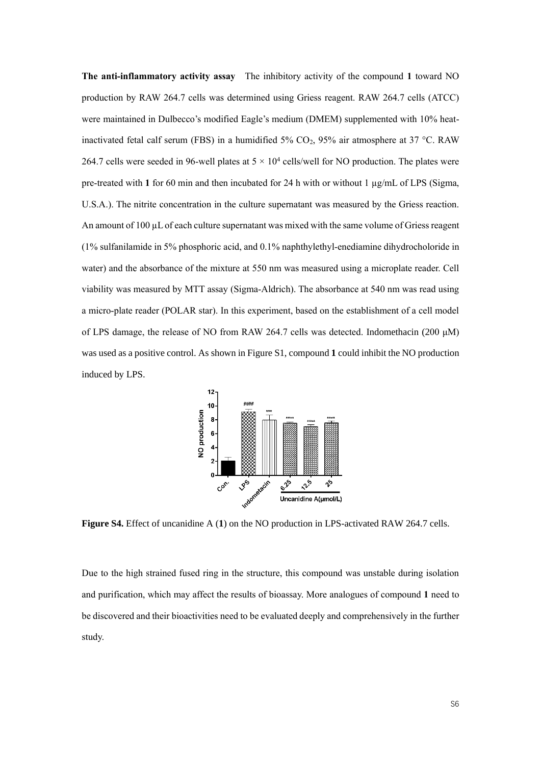**The anti-inflammatory activity assay** The inhibitory activity of the compound **1** toward NO production by RAW 264.7 cells was determined using Griess reagent. RAW 264.7 cells (ATCC) were maintained in Dulbecco's modified Eagle's medium (DMEM) supplemented with 10% heat-inactivated fetal calf serum (FBS) in a humidified 5% $CO_2$, 95% air atmosphere at 37 °C. RAW 264.7 cells were seeded in 96-well plates at $5 \times 10^4$ cells/well for NO production. The plates were pre-treated with **1** for 60 min and then incubated for 24 h with or without 1 µg/mL of LPS (Sigma, U.S.A.). The nitrite concentration in the culture supernatant was measured by the Griess reaction. An amount of 100 µL of each culture supernatant was mixed with the same volume of Griess reagent (1% sulfanilamide in 5% phosphoric acid, and 0.1% naphthylethyl-enediamine dihydrocholoride in water) and the absorbance of the mixture at 550 nm was measured using a microplate reader. Cell viability was measured by MTT assay (Sigma-Aldrich). The absorbance at 540 nm was read using a micro-plate reader (POLAR star). In this experiment, based on the establishment of a cell model of LPS damage, the release of NO from RAW 264.7 cells was detected. Indomethacin (200 µM) was used as a positive control. As shown in Figure S1, compound **1** could inhibit the NO production induced by LPS.

**Figure S4.** Effect of uncanidine A (**1**) on the NO production in LPS-activated RAW 264.7 cells.

Due to the high strained fused ring in the structure, this compound was unstable during isolation and purification, which may affect the results of bioassay. More analogues of compound **1** need to be discovered and their bioactivities need to be evaluated deeply and comprehensively in the further study.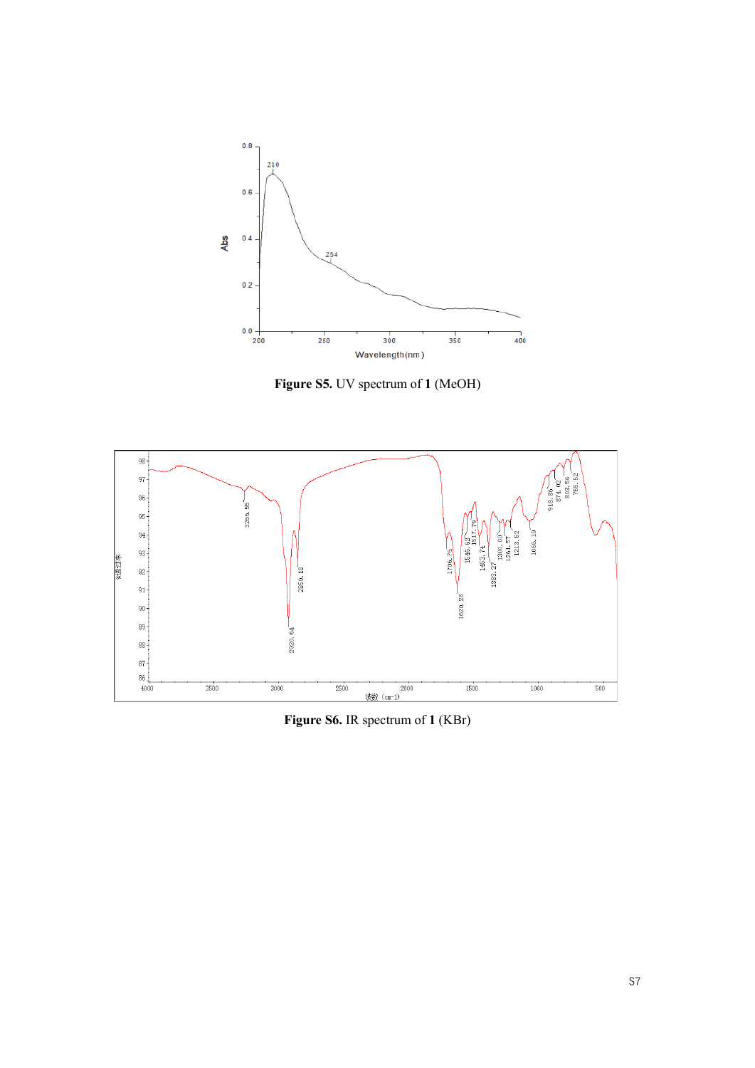**Figure S5.** UV spectrum of **1** (MeOH)

**Figure S6.** IR spectrum of **1** (KBr)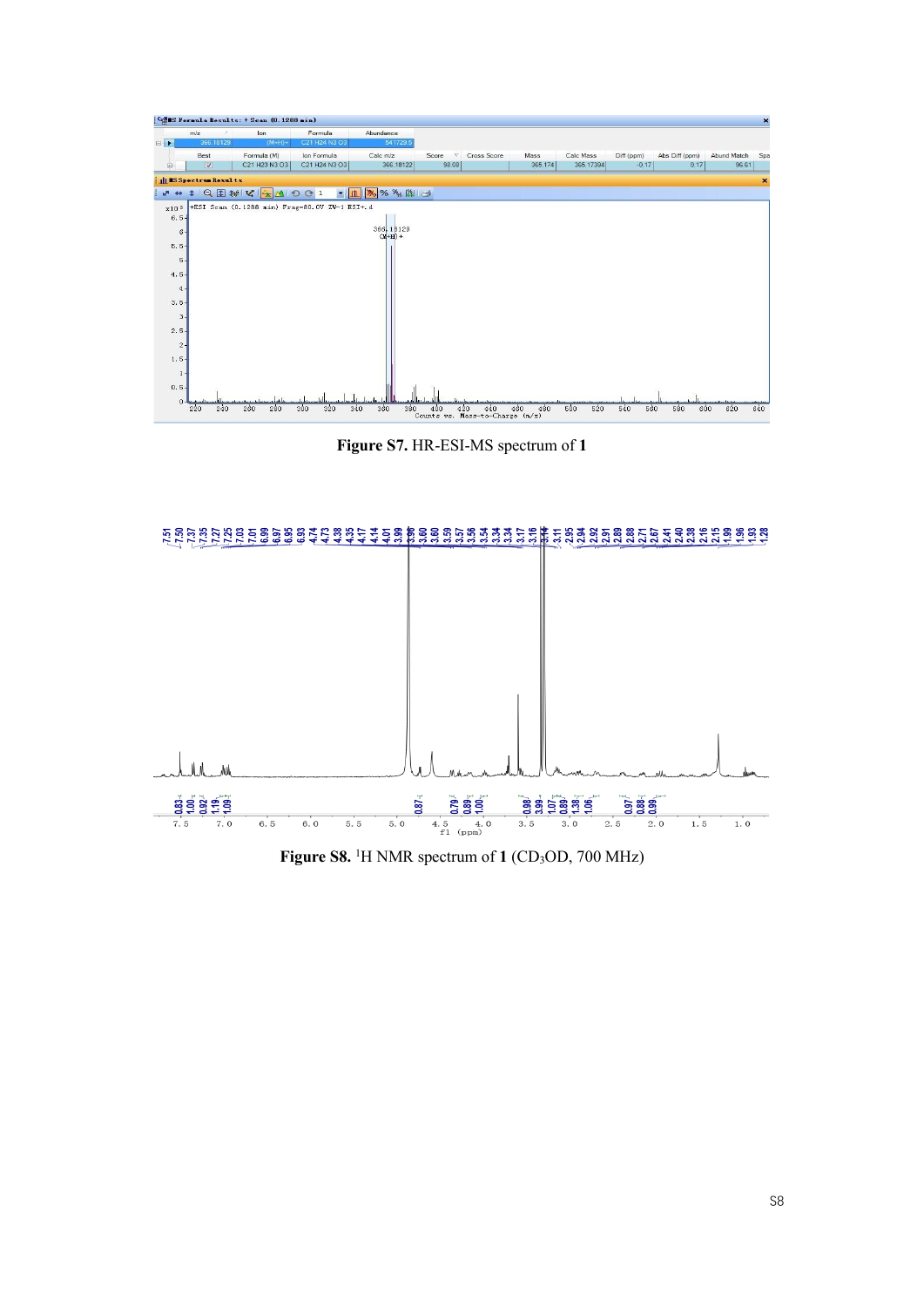**Figure S7.** HR-ESI-MS spectrum of **1**

**Figure S8.** $^{1}$H NMR spectrum of **1** ($CD_3OD$, 700 MHz)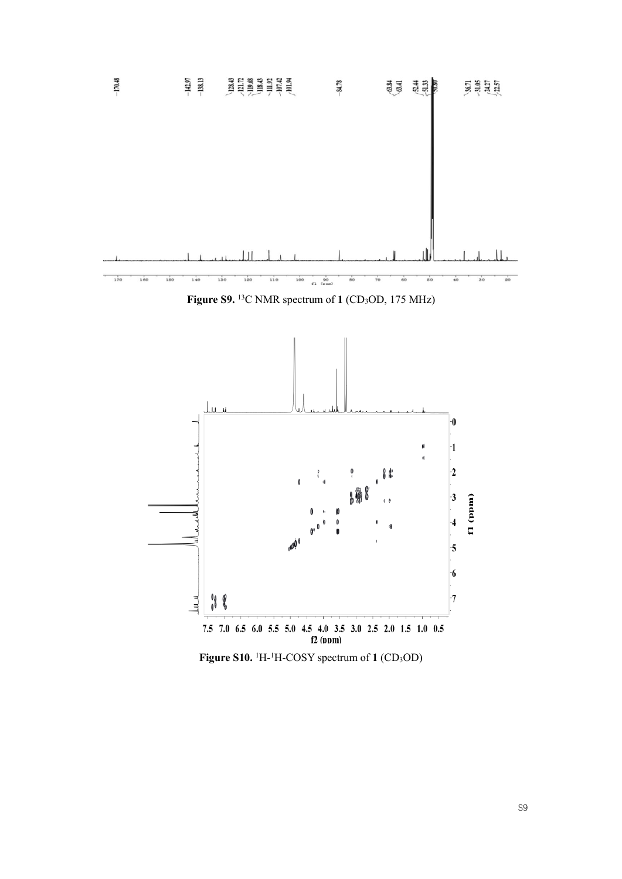**Figure S9.** $^{13}C$ NMR spectrum of **1** ($CD_3OD$, 175 MHz)

**Figure S10.** $^1H$-$^1H$-COSY spectrum of **1** ($CD_3OD$)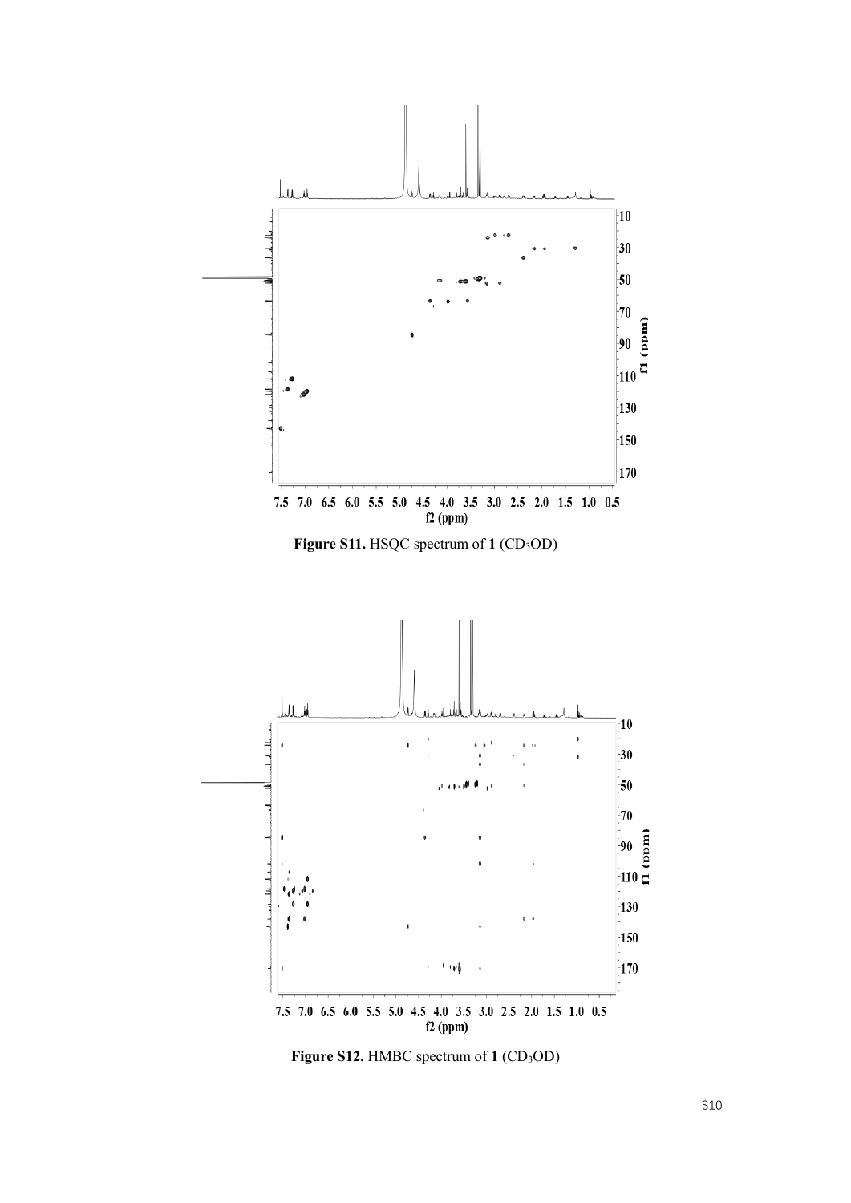Figure S11. HSQC spectrum of **1** ($CD_3OD$)

Figure S12. HMBC spectrum of **1** ($CD_3OD$)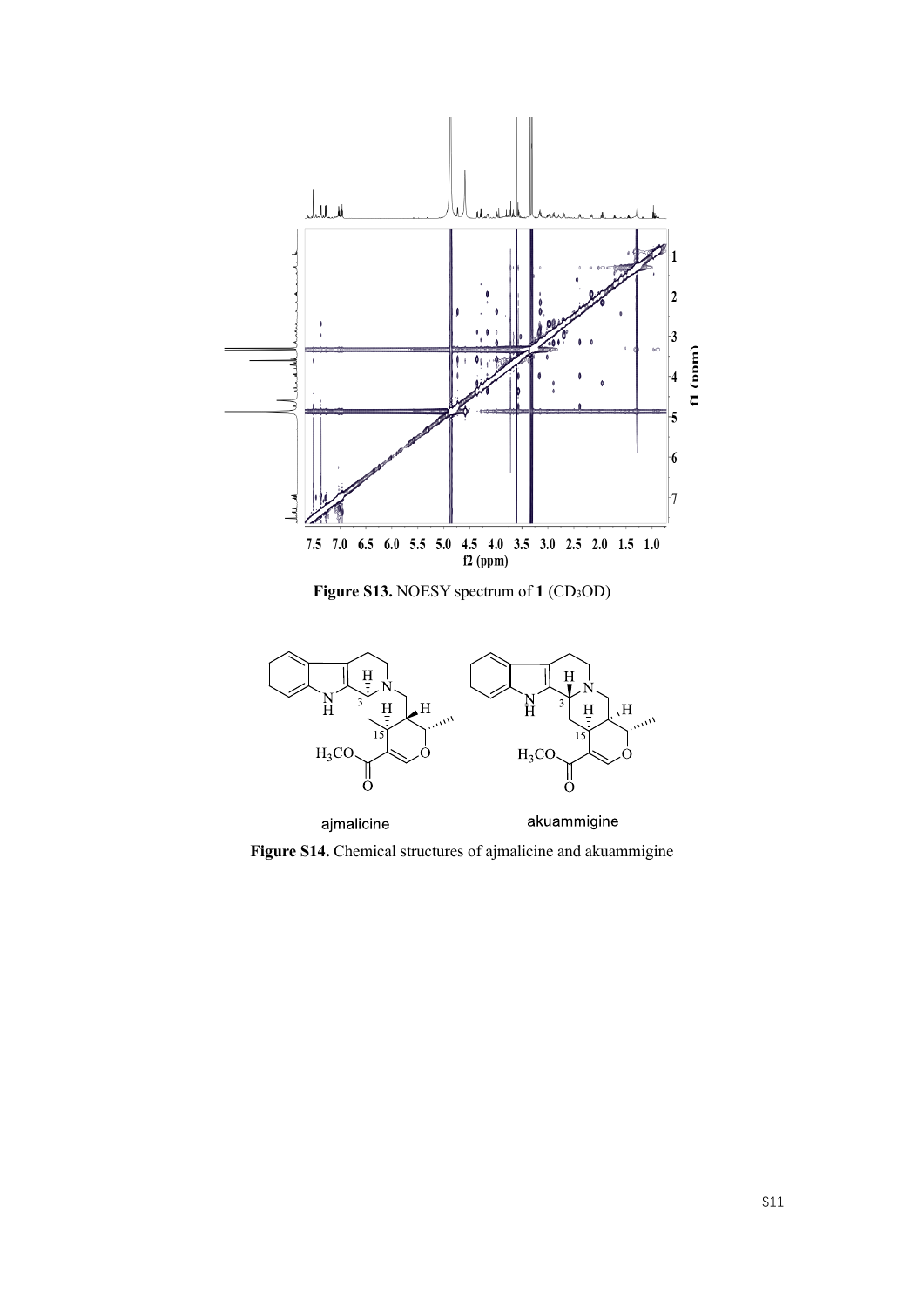7.5 7.0 6.5 6.0 5.5 5.0 4.5 4.0 3.5 3.0 2.5 2.0 1.5 1.0

f2 (ppm)

1 2 3 4 5 6 7

f1 (ppm)

**Figure S13.** NOESY spectrum of **1** ($CD_3OD$)

ajmalicine

akuammigine

**Figure S14.** Chemical structures of ajmalicine and akuammigine